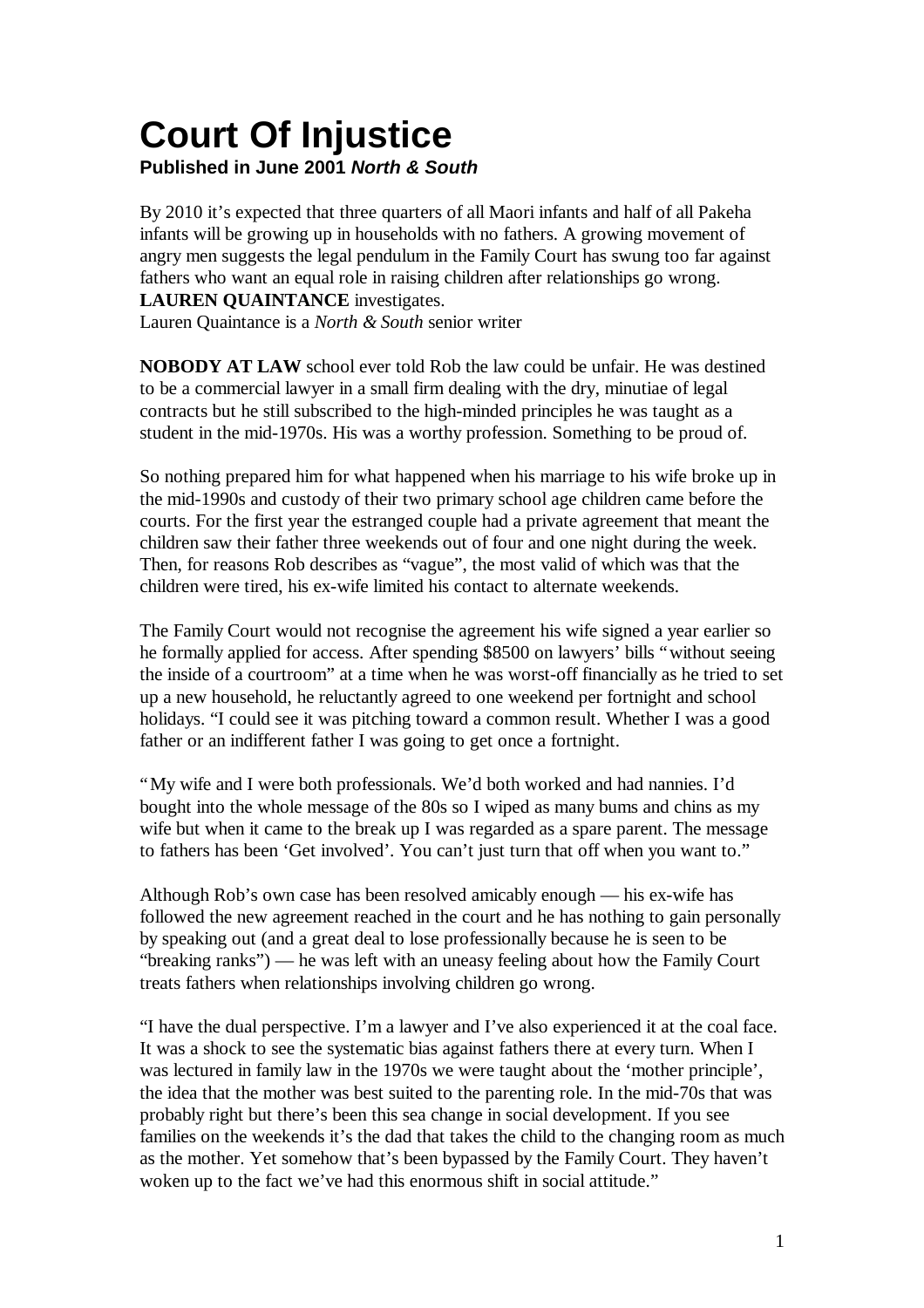# Court Of Injustice

**Published in June 2001 *North & South***

By 2010 it's expected that three quarters of all Maori infants and half of all Pakeha infants will be growing up in households with no fathers. A growing movement of angry men suggests the legal pendulum in the Family Court has swung too far against fathers who want an equal role in raising children after relationships go wrong. **LAUREN QUAINTANCE** investigates.
Lauren Quaintance is a *North & South* senior writer

**NOBODY AT LAW** school ever told Rob the law could be unfair. He was destined to be a commercial lawyer in a small firm dealing with the dry, minutiae of legal contracts but he still subscribed to the high-minded principles he was taught as a student in the mid-1970s. His was a worthy profession. Something to be proud of.

So nothing prepared him for what happened when his marriage to his wife broke up in the mid-1990s and custody of their two primary school age children came before the courts. For the first year the estranged couple had a private agreement that meant the children saw their father three weekends out of four and one night during the week. Then, for reasons Rob describes as "vague", the most valid of which was that the children were tired, his ex-wife limited his contact to alternate weekends.

The Family Court would not recognise the agreement his wife signed a year earlier so he formally applied for access. After spending $8500 on lawyers' bills "without seeing the inside of a courtroom" at a time when he was worst-off financially as he tried to set up a new household, he reluctantly agreed to one weekend per fortnight and school holidays. "I could see it was pitching toward a common result. Whether I was a good father or an indifferent father I was going to get once a fortnight.

"My wife and I were both professionals. We'd both worked and had nannies. I'd bought into the whole message of the 80s so I wiped as many bums and chins as my wife but when it came to the break up I was regarded as a spare parent. The message to fathers has been 'Get involved'. You can't just turn that off when you want to."

Although Rob's own case has been resolved amicably enough — his ex-wife has followed the new agreement reached in the court and he has nothing to gain personally by speaking out (and a great deal to lose professionally because he is seen to be "breaking ranks") — he was left with an uneasy feeling about how the Family Court treats fathers when relationships involving children go wrong.

"I have the dual perspective. I'm a lawyer and I've also experienced it at the coal face. It was a shock to see the systematic bias against fathers there at every turn. When I was lectured in family law in the 1970s we were taught about the 'mother principle', the idea that the mother was best suited to the parenting role. In the mid-70s that was probably right but there's been this sea change in social development. If you see families on the weekends it's the dad that takes the child to the changing room as much as the mother. Yet somehow that's been bypassed by the Family Court. They haven't woken up to the fact we've had this enormous shift in social attitude."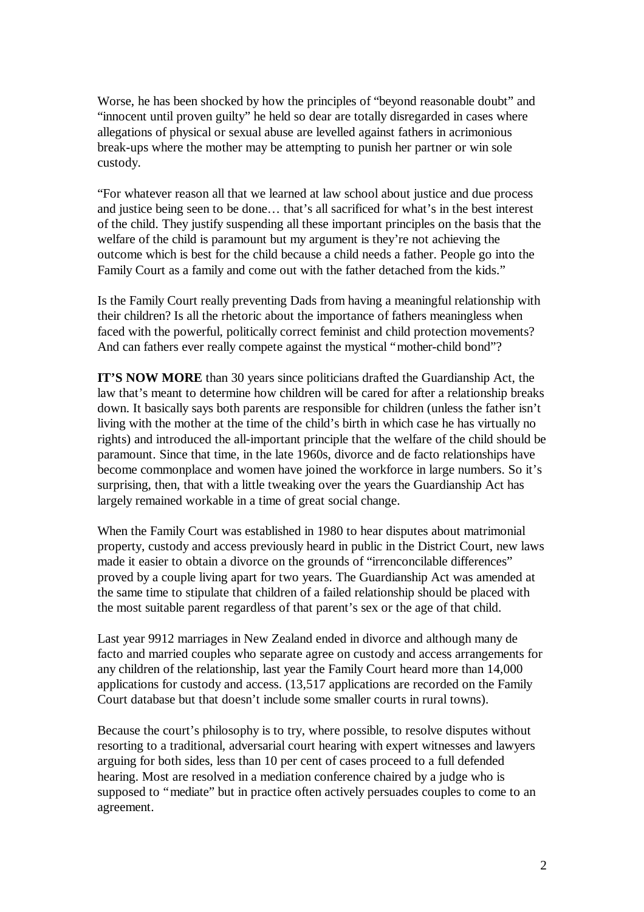Worse, he has been shocked by how the principles of "beyond reasonable doubt" and "innocent until proven guilty" he held so dear are totally disregarded in cases where allegations of physical or sexual abuse are levelled against fathers in acrimonious break-ups where the mother may be attempting to punish her partner or win sole custody.

"For whatever reason all that we learned at law school about justice and due process and justice being seen to be done… that's all sacrificed for what's in the best interest of the child. They justify suspending all these important principles on the basis that the welfare of the child is paramount but my argument is they're not achieving the outcome which is best for the child because a child needs a father. People go into the Family Court as a family and come out with the father detached from the kids."

Is the Family Court really preventing Dads from having a meaningful relationship with their children? Is all the rhetoric about the importance of fathers meaningless when faced with the powerful, politically correct feminist and child protection movements? And can fathers ever really compete against the mystical "mother-child bond"?

**IT'S NOW MORE** than 30 years since politicians drafted the Guardianship Act, the law that's meant to determine how children will be cared for after a relationship breaks down. It basically says both parents are responsible for children (unless the father isn't living with the mother at the time of the child's birth in which case he has virtually no rights) and introduced the all-important principle that the welfare of the child should be paramount. Since that time, in the late 1960s, divorce and de facto relationships have become commonplace and women have joined the workforce in large numbers. So it's surprising, then, that with a little tweaking over the years the Guardianship Act has largely remained workable in a time of great social change.

When the Family Court was established in 1980 to hear disputes about matrimonial property, custody and access previously heard in public in the District Court, new laws made it easier to obtain a divorce on the grounds of "irrenconcilable differences" proved by a couple living apart for two years. The Guardianship Act was amended at the same time to stipulate that children of a failed relationship should be placed with the most suitable parent regardless of that parent's sex or the age of that child.

Last year 9912 marriages in New Zealand ended in divorce and although many de facto and married couples who separate agree on custody and access arrangements for any children of the relationship, last year the Family Court heard more than 14,000 applications for custody and access. (13,517 applications are recorded on the Family Court database but that doesn't include some smaller courts in rural towns).

Because the court's philosophy is to try, where possible, to resolve disputes without resorting to a traditional, adversarial court hearing with expert witnesses and lawyers arguing for both sides, less than 10 per cent of cases proceed to a full defended hearing. Most are resolved in a mediation conference chaired by a judge who is supposed to "mediate" but in practice often actively persuades couples to come to an agreement.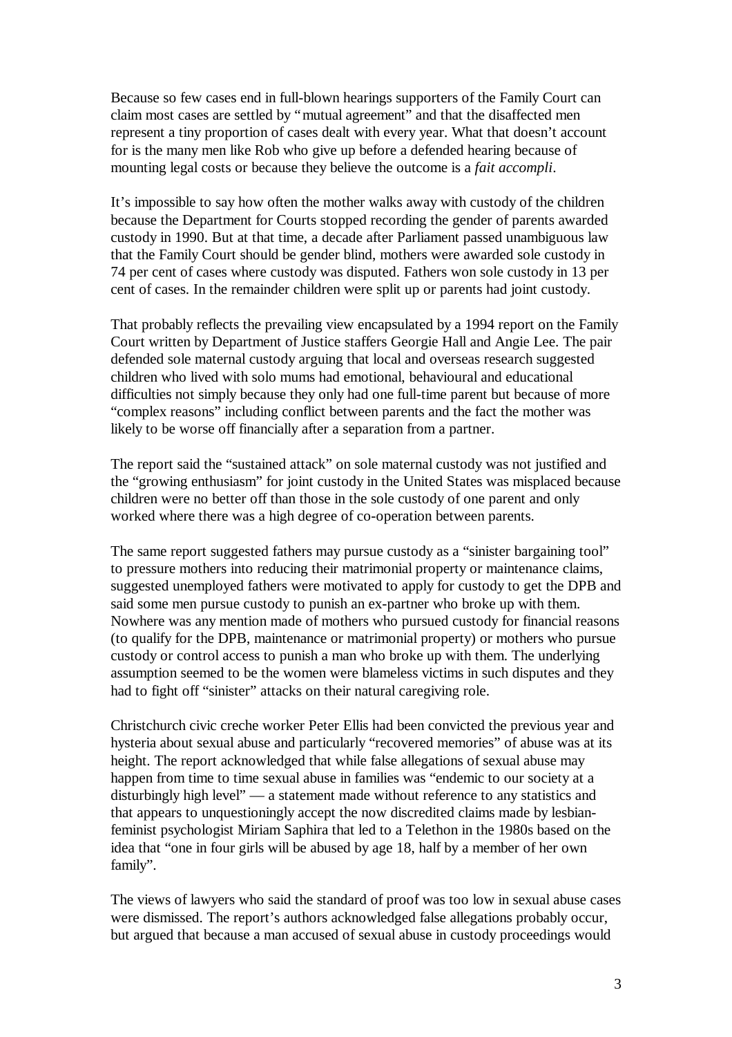Because so few cases end in full-blown hearings supporters of the Family Court can claim most cases are settled by "mutual agreement" and that the disaffected men represent a tiny proportion of cases dealt with every year. What that doesn't account for is the many men like Rob who give up before a defended hearing because of mounting legal costs or because they believe the outcome is a *fait accompli*.

It's impossible to say how often the mother walks away with custody of the children because the Department for Courts stopped recording the gender of parents awarded custody in 1990. But at that time, a decade after Parliament passed unambiguous law that the Family Court should be gender blind, mothers were awarded sole custody in 74 per cent of cases where custody was disputed. Fathers won sole custody in 13 per cent of cases. In the remainder children were split up or parents had joint custody.

That probably reflects the prevailing view encapsulated by a 1994 report on the Family Court written by Department of Justice staffers Georgie Hall and Angie Lee. The pair defended sole maternal custody arguing that local and overseas research suggested children who lived with solo mums had emotional, behavioural and educational difficulties not simply because they only had one full-time parent but because of more "complex reasons" including conflict between parents and the fact the mother was likely to be worse off financially after a separation from a partner.

The report said the "sustained attack" on sole maternal custody was not justified and the "growing enthusiasm" for joint custody in the United States was misplaced because children were no better off than those in the sole custody of one parent and only worked where there was a high degree of co-operation between parents.

The same report suggested fathers may pursue custody as a "sinister bargaining tool" to pressure mothers into reducing their matrimonial property or maintenance claims, suggested unemployed fathers were motivated to apply for custody to get the DPB and said some men pursue custody to punish an ex-partner who broke up with them. Nowhere was any mention made of mothers who pursued custody for financial reasons (to qualify for the DPB, maintenance or matrimonial property) or mothers who pursue custody or control access to punish a man who broke up with them. The underlying assumption seemed to be the women were blameless victims in such disputes and they had to fight off "sinister" attacks on their natural caregiving role.

Christchurch civic creche worker Peter Ellis had been convicted the previous year and hysteria about sexual abuse and particularly "recovered memories" of abuse was at its height. The report acknowledged that while false allegations of sexual abuse may happen from time to time sexual abuse in families was "endemic to our society at a disturbingly high level" — a statement made without reference to any statistics and that appears to unquestioningly accept the now discredited claims made by lesbian-feminist psychologist Miriam Saphira that led to a Telethon in the 1980s based on the idea that "one in four girls will be abused by age 18, half by a member of her own family".

The views of lawyers who said the standard of proof was too low in sexual abuse cases were dismissed. The report's authors acknowledged false allegations probably occur, but argued that because a man accused of sexual abuse in custody proceedings would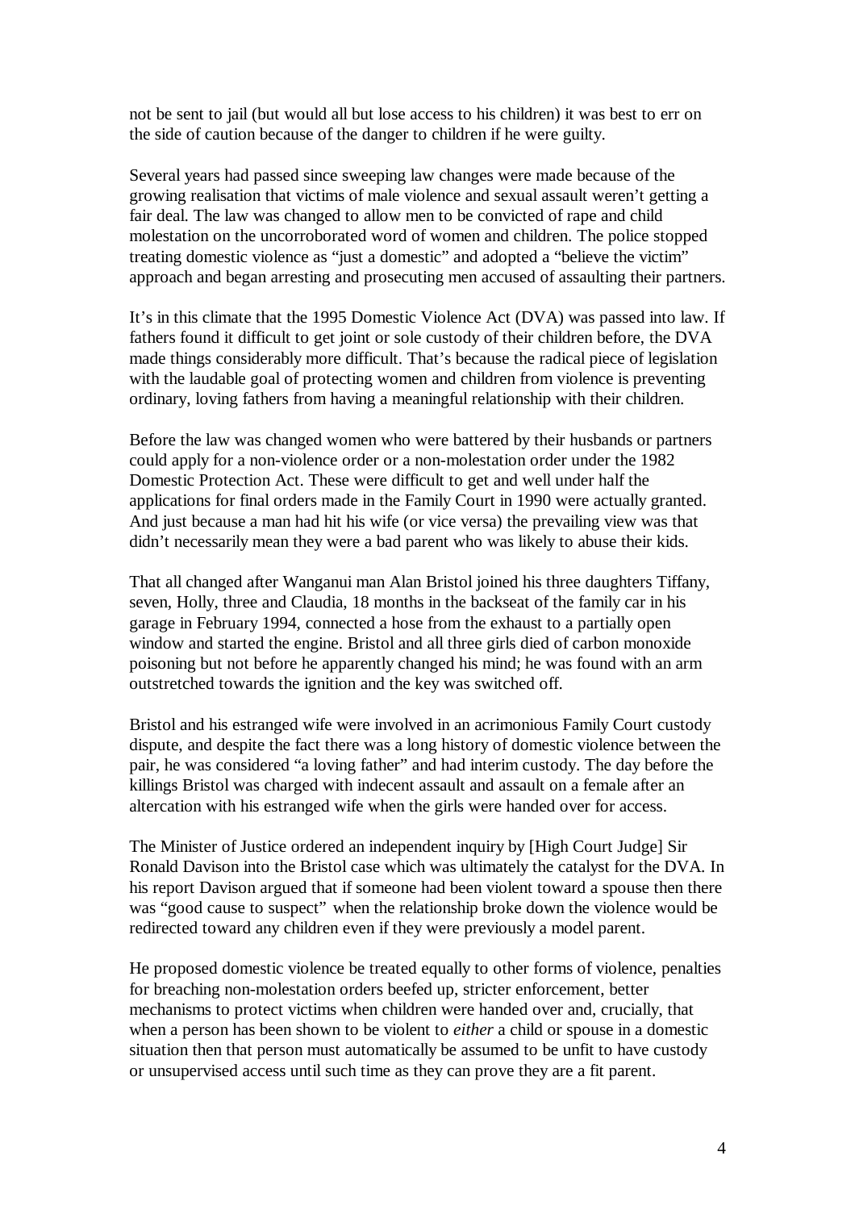not be sent to jail (but would all but lose access to his children) it was best to err on the side of caution because of the danger to children if he were guilty.

Several years had passed since sweeping law changes were made because of the growing realisation that victims of male violence and sexual assault weren't getting a fair deal. The law was changed to allow men to be convicted of rape and child molestation on the uncorroborated word of women and children. The police stopped treating domestic violence as "just a domestic" and adopted a "believe the victim" approach and began arresting and prosecuting men accused of assaulting their partners.

It's in this climate that the 1995 Domestic Violence Act (DVA) was passed into law. If fathers found it difficult to get joint or sole custody of their children before, the DVA made things considerably more difficult. That's because the radical piece of legislation with the laudable goal of protecting women and children from violence is preventing ordinary, loving fathers from having a meaningful relationship with their children.

Before the law was changed women who were battered by their husbands or partners could apply for a non-violence order or a non-molestation order under the 1982 Domestic Protection Act. These were difficult to get and well under half the applications for final orders made in the Family Court in 1990 were actually granted. And just because a man had hit his wife (or vice versa) the prevailing view was that didn't necessarily mean they were a bad parent who was likely to abuse their kids.

That all changed after Wanganui man Alan Bristol joined his three daughters Tiffany, seven, Holly, three and Claudia, 18 months in the backseat of the family car in his garage in February 1994, connected a hose from the exhaust to a partially open window and started the engine. Bristol and all three girls died of carbon monoxide poisoning but not before he apparently changed his mind; he was found with an arm outstretched towards the ignition and the key was switched off.

Bristol and his estranged wife were involved in an acrimonious Family Court custody dispute, and despite the fact there was a long history of domestic violence between the pair, he was considered "a loving father" and had interim custody. The day before the killings Bristol was charged with indecent assault and assault on a female after an altercation with his estranged wife when the girls were handed over for access.

The Minister of Justice ordered an independent inquiry by [High Court Judge] Sir Ronald Davison into the Bristol case which was ultimately the catalyst for the DVA. In his report Davison argued that if someone had been violent toward a spouse then there was "good cause to suspect" when the relationship broke down the violence would be redirected toward any children even if they were previously a model parent.

He proposed domestic violence be treated equally to other forms of violence, penalties for breaching non-molestation orders beefed up, stricter enforcement, better mechanisms to protect victims when children were handed over and, crucially, that when a person has been shown to be violent to *either* a child or spouse in a domestic situation then that person must automatically be assumed to be unfit to have custody or unsupervised access until such time as they can prove they are a fit parent.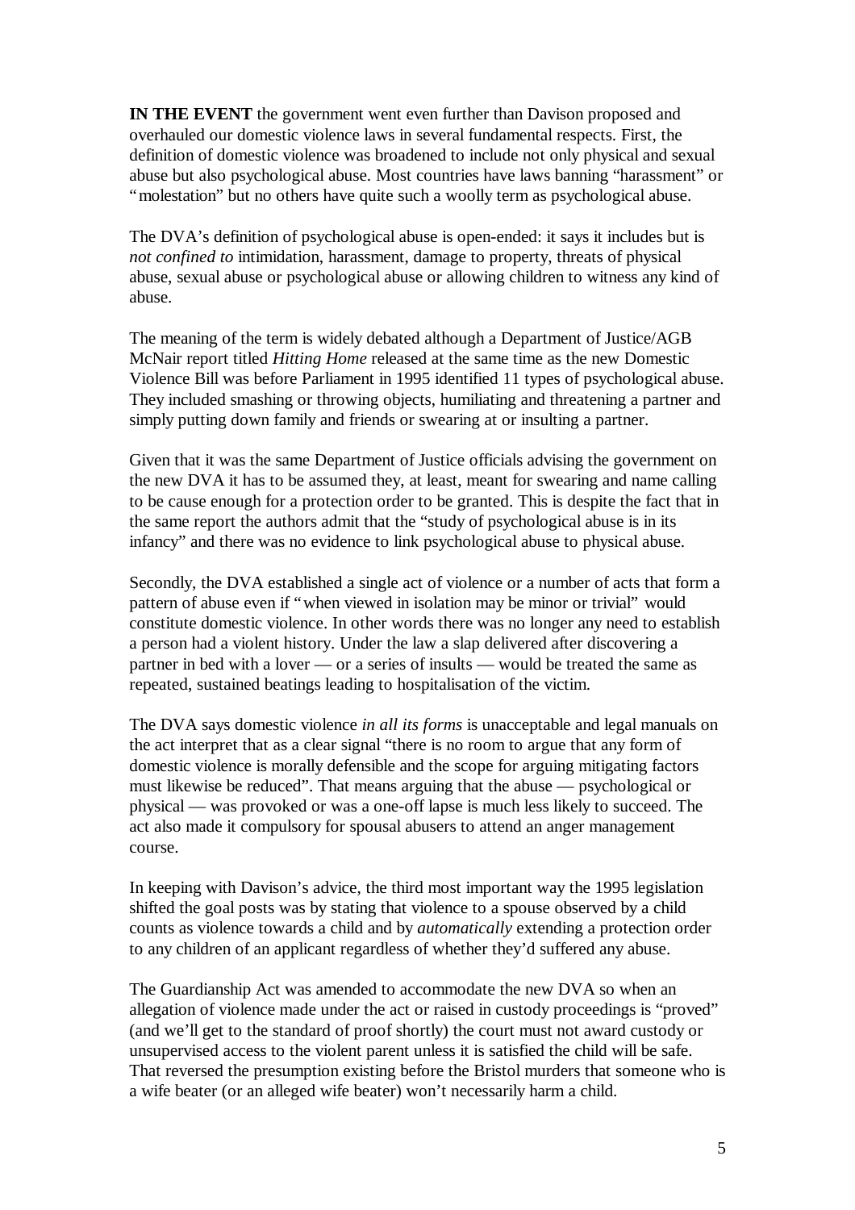**IN THE EVENT** the government went even further than Davison proposed and overhauled our domestic violence laws in several fundamental respects. First, the definition of domestic violence was broadened to include not only physical and sexual abuse but also psychological abuse. Most countries have laws banning "harassment" or "molestation" but no others have quite such a woolly term as psychological abuse.

The DVA's definition of psychological abuse is open-ended: it says it includes but is *not confined to* intimidation, harassment, damage to property, threats of physical abuse, sexual abuse or psychological abuse or allowing children to witness any kind of abuse.

The meaning of the term is widely debated although a Department of Justice/AGB McNair report titled *Hitting Home* released at the same time as the new Domestic Violence Bill was before Parliament in 1995 identified 11 types of psychological abuse. They included smashing or throwing objects, humiliating and threatening a partner and simply putting down family and friends or swearing at or insulting a partner.

Given that it was the same Department of Justice officials advising the government on the new DVA it has to be assumed they, at least, meant for swearing and name calling to be cause enough for a protection order to be granted. This is despite the fact that in the same report the authors admit that the "study of psychological abuse is in its infancy" and there was no evidence to link psychological abuse to physical abuse.

Secondly, the DVA established a single act of violence or a number of acts that form a pattern of abuse even if "when viewed in isolation may be minor or trivial" would constitute domestic violence. In other words there was no longer any need to establish a person had a violent history. Under the law a slap delivered after discovering a partner in bed with a lover — or a series of insults — would be treated the same as repeated, sustained beatings leading to hospitalisation of the victim.

The DVA says domestic violence *in all its forms* is unacceptable and legal manuals on the act interpret that as a clear signal "there is no room to argue that any form of domestic violence is morally defensible and the scope for arguing mitigating factors must likewise be reduced". That means arguing that the abuse — psychological or physical — was provoked or was a one-off lapse is much less likely to succeed. The act also made it compulsory for spousal abusers to attend an anger management course.

In keeping with Davison's advice, the third most important way the 1995 legislation shifted the goal posts was by stating that violence to a spouse observed by a child counts as violence towards a child and by *automatically* extending a protection order to any children of an applicant regardless of whether they'd suffered any abuse.

The Guardianship Act was amended to accommodate the new DVA so when an allegation of violence made under the act or raised in custody proceedings is "proved" (and we'll get to the standard of proof shortly) the court must not award custody or unsupervised access to the violent parent unless it is satisfied the child will be safe. That reversed the presumption existing before the Bristol murders that someone who is a wife beater (or an alleged wife beater) won't necessarily harm a child.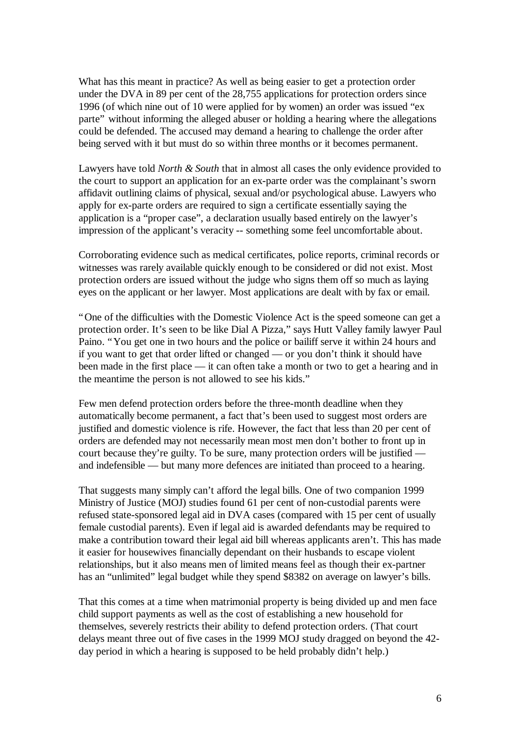What has this meant in practice? As well as being easier to get a protection order under the DVA in 89 per cent of the 28,755 applications for protection orders since 1996 (of which nine out of 10 were applied for by women) an order was issued "ex parte" without informing the alleged abuser or holding a hearing where the allegations could be defended. The accused may demand a hearing to challenge the order after being served with it but must do so within three months or it becomes permanent.

Lawyers have told *North & South* that in almost all cases the only evidence provided to the court to support an application for an ex-parte order was the complainant's sworn affidavit outlining claims of physical, sexual and/or psychological abuse. Lawyers who apply for ex-parte orders are required to sign a certificate essentially saying the application is a "proper case", a declaration usually based entirely on the lawyer's impression of the applicant's veracity -- something some feel uncomfortable about.

Corroborating evidence such as medical certificates, police reports, criminal records or witnesses was rarely available quickly enough to be considered or did not exist. Most protection orders are issued without the judge who signs them off so much as laying eyes on the applicant or her lawyer. Most applications are dealt with by fax or email.

"One of the difficulties with the Domestic Violence Act is the speed someone can get a protection order. It's seen to be like Dial A Pizza," says Hutt Valley family lawyer Paul Paino. "You get one in two hours and the police or bailiff serve it within 24 hours and if you want to get that order lifted or changed — or you don't think it should have been made in the first place — it can often take a month or two to get a hearing and in the meantime the person is not allowed to see his kids."

Few men defend protection orders before the three-month deadline when they automatically become permanent, a fact that's been used to suggest most orders are justified and domestic violence is rife. However, the fact that less than 20 per cent of orders are defended may not necessarily mean most men don't bother to front up in court because they're guilty. To be sure, many protection orders will be justified — and indefensible — but many more defences are initiated than proceed to a hearing.

That suggests many simply can't afford the legal bills. One of two companion 1999 Ministry of Justice (MOJ) studies found 61 per cent of non-custodial parents were refused state-sponsored legal aid in DVA cases (compared with 15 per cent of usually female custodial parents). Even if legal aid is awarded defendants may be required to make a contribution toward their legal aid bill whereas applicants aren't. This has made it easier for housewives financially dependant on their husbands to escape violent relationships, but it also means men of limited means feel as though their ex-partner has an "unlimited" legal budget while they spend $8382 on average on lawyer's bills.

That this comes at a time when matrimonial property is being divided up and men face child support payments as well as the cost of establishing a new household for themselves, severely restricts their ability to defend protection orders. (That court delays meant three out of five cases in the 1999 MOJ study dragged on beyond the 42-day period in which a hearing is supposed to be held probably didn't help.)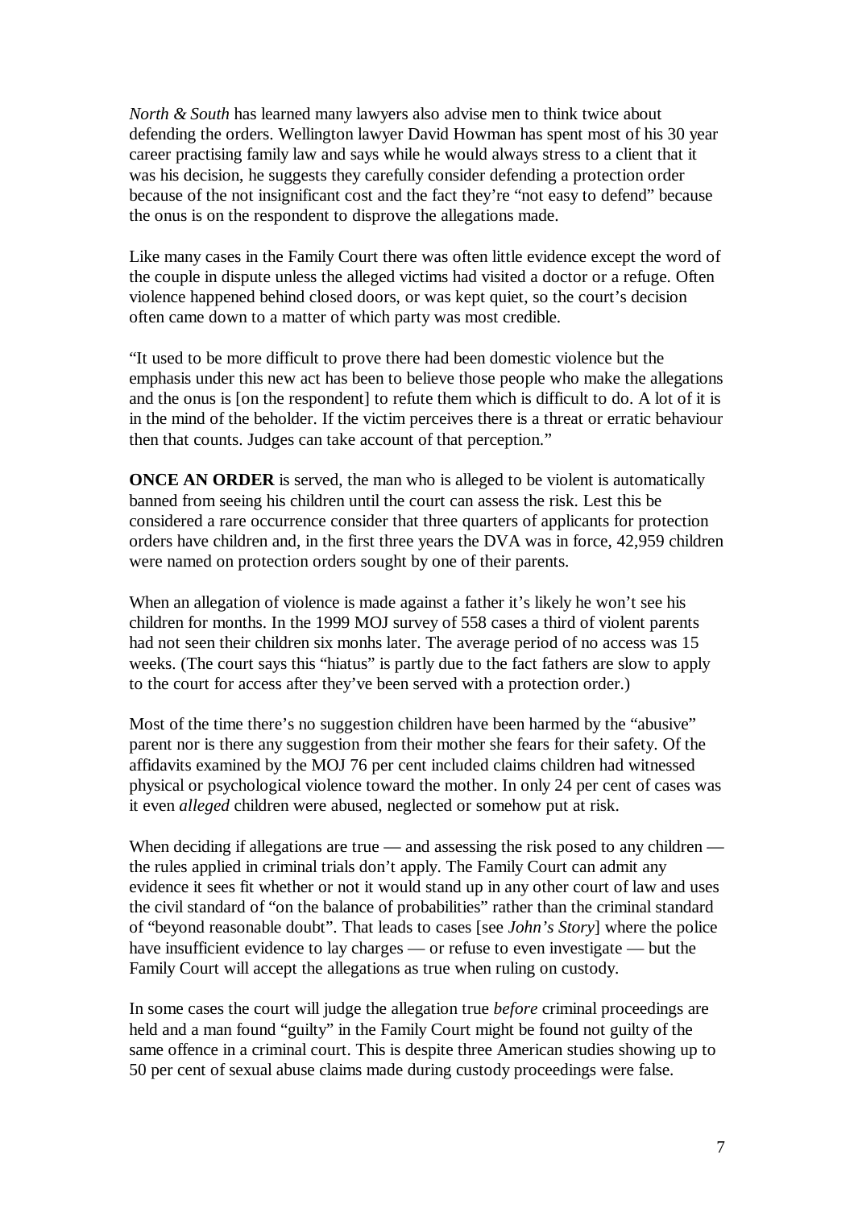*North & South* has learned many lawyers also advise men to think twice about defending the orders. Wellington lawyer David Howman has spent most of his 30 year career practising family law and says while he would always stress to a client that it was his decision, he suggests they carefully consider defending a protection order because of the not insignificant cost and the fact they're "not easy to defend" because the onus is on the respondent to disprove the allegations made.

Like many cases in the Family Court there was often little evidence except the word of the couple in dispute unless the alleged victims had visited a doctor or a refuge. Often violence happened behind closed doors, or was kept quiet, so the court's decision often came down to a matter of which party was most credible.

"It used to be more difficult to prove there had been domestic violence but the emphasis under this new act has been to believe those people who make the allegations and the onus is [on the respondent] to refute them which is difficult to do. A lot of it is in the mind of the beholder. If the victim perceives there is a threat or erratic behaviour then that counts. Judges can take account of that perception."

**ONCE AN ORDER** is served, the man who is alleged to be violent is automatically banned from seeing his children until the court can assess the risk. Lest this be considered a rare occurrence consider that three quarters of applicants for protection orders have children and, in the first three years the DVA was in force, 42,959 children were named on protection orders sought by one of their parents.

When an allegation of violence is made against a father it's likely he won't see his children for months. In the 1999 MOJ survey of 558 cases a third of violent parents had not seen their children six monhs later. The average period of no access was 15 weeks. (The court says this "hiatus" is partly due to the fact fathers are slow to apply to the court for access after they've been served with a protection order.)

Most of the time there's no suggestion children have been harmed by the "abusive" parent nor is there any suggestion from their mother she fears for their safety. Of the affidavits examined by the MOJ 76 per cent included claims children had witnessed physical or psychological violence toward the mother. In only 24 per cent of cases was it even *alleged* children were abused, neglected or somehow put at risk.

When deciding if allegations are true — and assessing the risk posed to any children — the rules applied in criminal trials don't apply. The Family Court can admit any evidence it sees fit whether or not it would stand up in any other court of law and uses the civil standard of "on the balance of probabilities" rather than the criminal standard of "beyond reasonable doubt". That leads to cases [see *John's Story*] where the police have insufficient evidence to lay charges — or refuse to even investigate — but the Family Court will accept the allegations as true when ruling on custody.

In some cases the court will judge the allegation true *before* criminal proceedings are held and a man found "guilty" in the Family Court might be found not guilty of the same offence in a criminal court. This is despite three American studies showing up to 50 per cent of sexual abuse claims made during custody proceedings were false.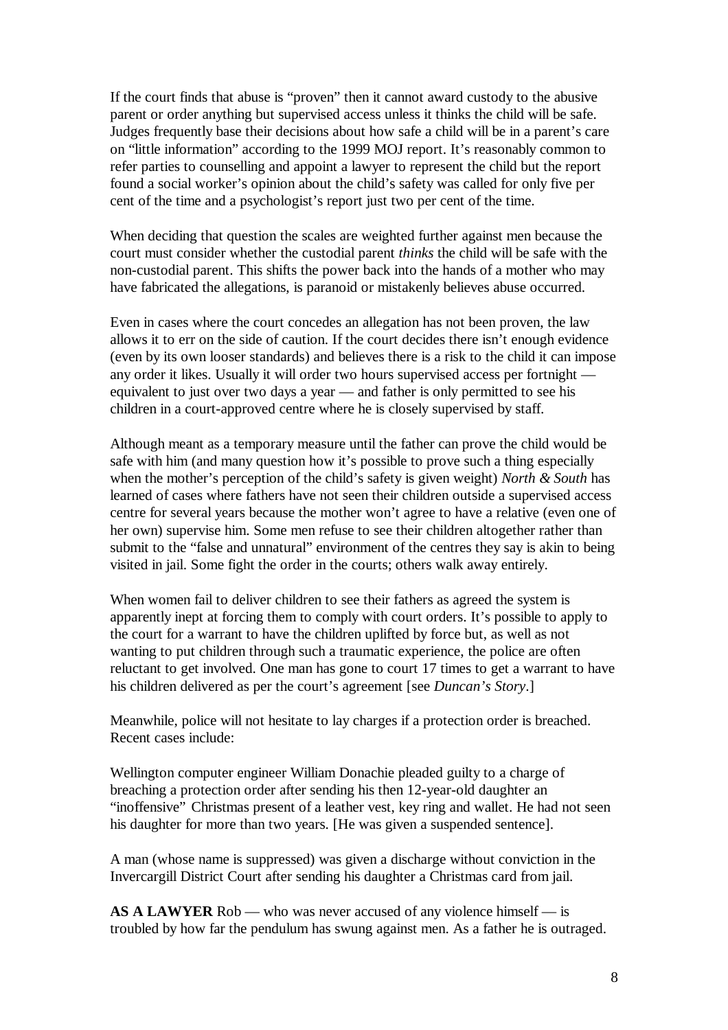If the court finds that abuse is "proven" then it cannot award custody to the abusive parent or order anything but supervised access unless it thinks the child will be safe. Judges frequently base their decisions about how safe a child will be in a parent's care on "little information" according to the 1999 MOJ report. It's reasonably common to refer parties to counselling and appoint a lawyer to represent the child but the report found a social worker's opinion about the child's safety was called for only five per cent of the time and a psychologist's report just two per cent of the time.

When deciding that question the scales are weighted further against men because the court must consider whether the custodial parent *thinks* the child will be safe with the non-custodial parent. This shifts the power back into the hands of a mother who may have fabricated the allegations, is paranoid or mistakenly believes abuse occurred.

Even in cases where the court concedes an allegation has not been proven, the law allows it to err on the side of caution. If the court decides there isn't enough evidence (even by its own looser standards) and believes there is a risk to the child it can impose any order it likes. Usually it will order two hours supervised access per fortnight — equivalent to just over two days a year — and father is only permitted to see his children in a court-approved centre where he is closely supervised by staff.

Although meant as a temporary measure until the father can prove the child would be safe with him (and many question how it's possible to prove such a thing especially when the mother's perception of the child's safety is given weight) *North & South* has learned of cases where fathers have not seen their children outside a supervised access centre for several years because the mother won't agree to have a relative (even one of her own) supervise him. Some men refuse to see their children altogether rather than submit to the "false and unnatural" environment of the centres they say is akin to being visited in jail. Some fight the order in the courts; others walk away entirely.

When women fail to deliver children to see their fathers as agreed the system is apparently inept at forcing them to comply with court orders. It's possible to apply to the court for a warrant to have the children uplifted by force but, as well as not wanting to put children through such a traumatic experience, the police are often reluctant to get involved. One man has gone to court 17 times to get a warrant to have his children delivered as per the court's agreement [see *Duncan's Story*.]

Meanwhile, police will not hesitate to lay charges if a protection order is breached. Recent cases include:

Wellington computer engineer William Donachie pleaded guilty to a charge of breaching a protection order after sending his then 12-year-old daughter an "inoffensive" Christmas present of a leather vest, key ring and wallet. He had not seen his daughter for more than two years. [He was given a suspended sentence].

A man (whose name is suppressed) was given a discharge without conviction in the Invercargill District Court after sending his daughter a Christmas card from jail.

**AS A LAWYER** Rob — who was never accused of any violence himself — is troubled by how far the pendulum has swung against men. As a father he is outraged.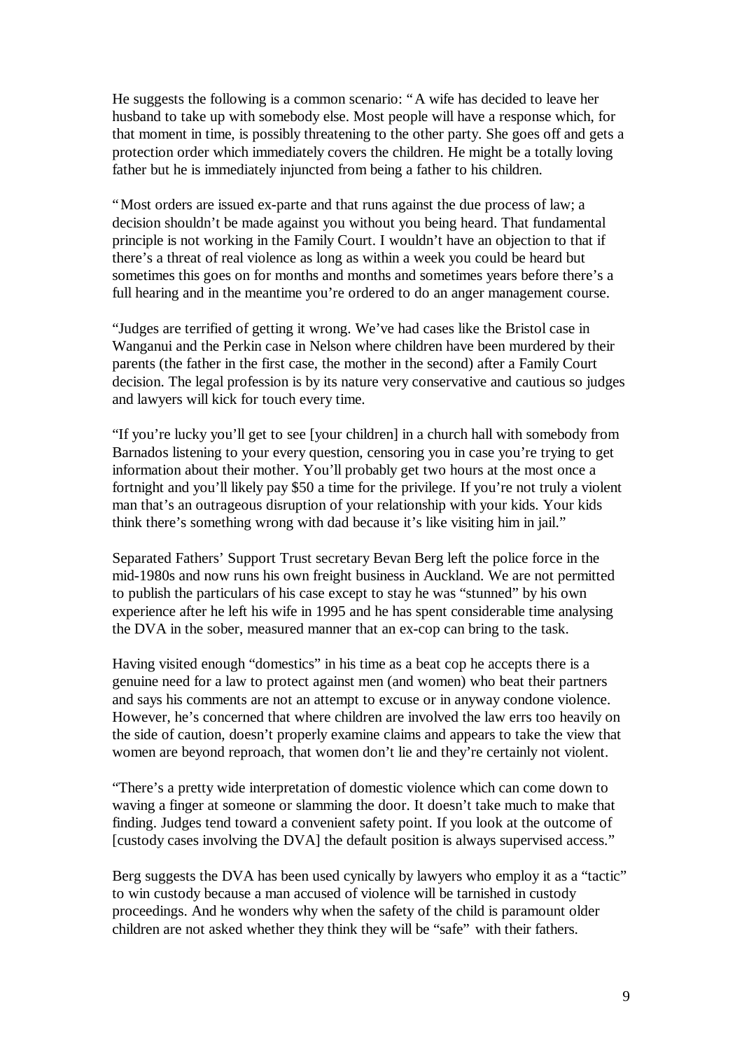He suggests the following is a common scenario: "A wife has decided to leave her husband to take up with somebody else. Most people will have a response which, for that moment in time, is possibly threatening to the other party. She goes off and gets a protection order which immediately covers the children. He might be a totally loving father but he is immediately injuncted from being a father to his children.

"Most orders are issued ex-parte and that runs against the due process of law; a decision shouldn't be made against you without you being heard. That fundamental principle is not working in the Family Court. I wouldn't have an objection to that if there's a threat of real violence as long as within a week you could be heard but sometimes this goes on for months and months and sometimes years before there's a full hearing and in the meantime you're ordered to do an anger management course.

"Judges are terrified of getting it wrong. We've had cases like the Bristol case in Wanganui and the Perkin case in Nelson where children have been murdered by their parents (the father in the first case, the mother in the second) after a Family Court decision. The legal profession is by its nature very conservative and cautious so judges and lawyers will kick for touch every time.

"If you're lucky you'll get to see [your children] in a church hall with somebody from Barnados listening to your every question, censoring you in case you're trying to get information about their mother. You'll probably get two hours at the most once a fortnight and you'll likely pay $50 a time for the privilege. If you're not truly a violent man that's an outrageous disruption of your relationship with your kids. Your kids think there's something wrong with dad because it's like visiting him in jail."

Separated Fathers' Support Trust secretary Bevan Berg left the police force in the mid-1980s and now runs his own freight business in Auckland. We are not permitted to publish the particulars of his case except to stay he was "stunned" by his own experience after he left his wife in 1995 and he has spent considerable time analysing the DVA in the sober, measured manner that an ex-cop can bring to the task.

Having visited enough "domestics" in his time as a beat cop he accepts there is a genuine need for a law to protect against men (and women) who beat their partners and says his comments are not an attempt to excuse or in anyway condone violence. However, he's concerned that where children are involved the law errs too heavily on the side of caution, doesn't properly examine claims and appears to take the view that women are beyond reproach, that women don't lie and they're certainly not violent.

"There's a pretty wide interpretation of domestic violence which can come down to waving a finger at someone or slamming the door. It doesn't take much to make that finding. Judges tend toward a convenient safety point. If you look at the outcome of [custody cases involving the DVA] the default position is always supervised access."

Berg suggests the DVA has been used cynically by lawyers who employ it as a "tactic" to win custody because a man accused of violence will be tarnished in custody proceedings. And he wonders why when the safety of the child is paramount older children are not asked whether they think they will be "safe" with their fathers.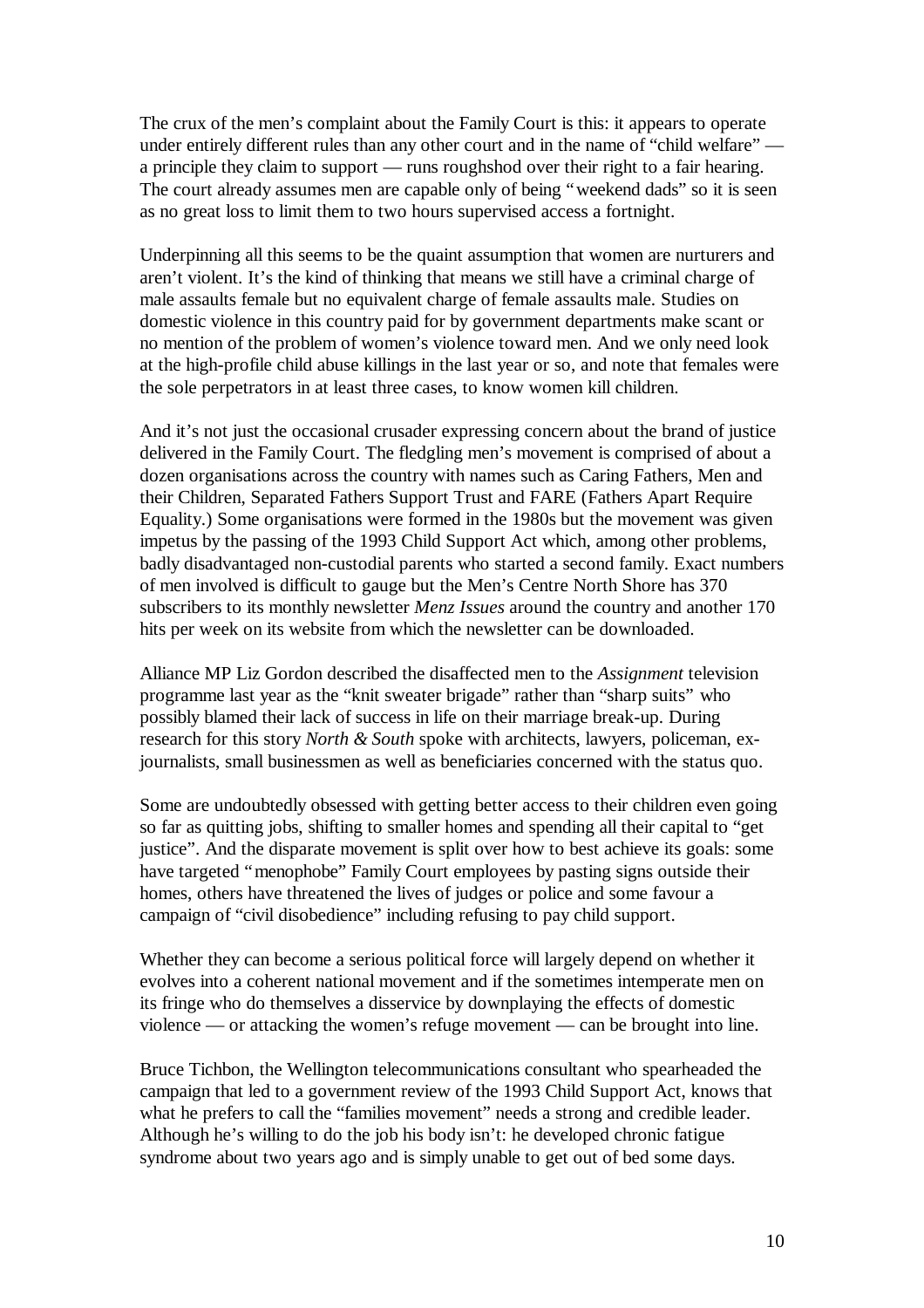The crux of the men's complaint about the Family Court is this: it appears to operate under entirely different rules than any other court and in the name of "child welfare" — a principle they claim to support — runs roughshod over their right to a fair hearing. The court already assumes men are capable only of being "weekend dads" so it is seen as no great loss to limit them to two hours supervised access a fortnight.

Underpinning all this seems to be the quaint assumption that women are nurturers and aren't violent. It's the kind of thinking that means we still have a criminal charge of male assaults female but no equivalent charge of female assaults male. Studies on domestic violence in this country paid for by government departments make scant or no mention of the problem of women's violence toward men. And we only need look at the high-profile child abuse killings in the last year or so, and note that females were the sole perpetrators in at least three cases, to know women kill children.

And it's not just the occasional crusader expressing concern about the brand of justice delivered in the Family Court. The fledgling men's movement is comprised of about a dozen organisations across the country with names such as Caring Fathers, Men and their Children, Separated Fathers Support Trust and FARE (Fathers Apart Require Equality.) Some organisations were formed in the 1980s but the movement was given impetus by the passing of the 1993 Child Support Act which, among other problems, badly disadvantaged non-custodial parents who started a second family. Exact numbers of men involved is difficult to gauge but the Men's Centre North Shore has 370 subscribers to its monthly newsletter *Menz Issues* around the country and another 170 hits per week on its website from which the newsletter can be downloaded.

Alliance MP Liz Gordon described the disaffected men to the *Assignment* television programme last year as the "knit sweater brigade" rather than "sharp suits" who possibly blamed their lack of success in life on their marriage break-up. During research for this story *North & South* spoke with architects, lawyers, policeman, ex-journalists, small businessmen as well as beneficiaries concerned with the status quo.

Some are undoubtedly obsessed with getting better access to their children even going so far as quitting jobs, shifting to smaller homes and spending all their capital to "get justice". And the disparate movement is split over how to best achieve its goals: some have targeted "menophobe" Family Court employees by pasting signs outside their homes, others have threatened the lives of judges or police and some favour a campaign of "civil disobedience" including refusing to pay child support.

Whether they can become a serious political force will largely depend on whether it evolves into a coherent national movement and if the sometimes intemperate men on its fringe who do themselves a disservice by downplaying the effects of domestic violence — or attacking the women's refuge movement — can be brought into line.

Bruce Tichbon, the Wellington telecommunications consultant who spearheaded the campaign that led to a government review of the 1993 Child Support Act, knows that what he prefers to call the "families movement" needs a strong and credible leader. Although he's willing to do the job his body isn't: he developed chronic fatigue syndrome about two years ago and is simply unable to get out of bed some days.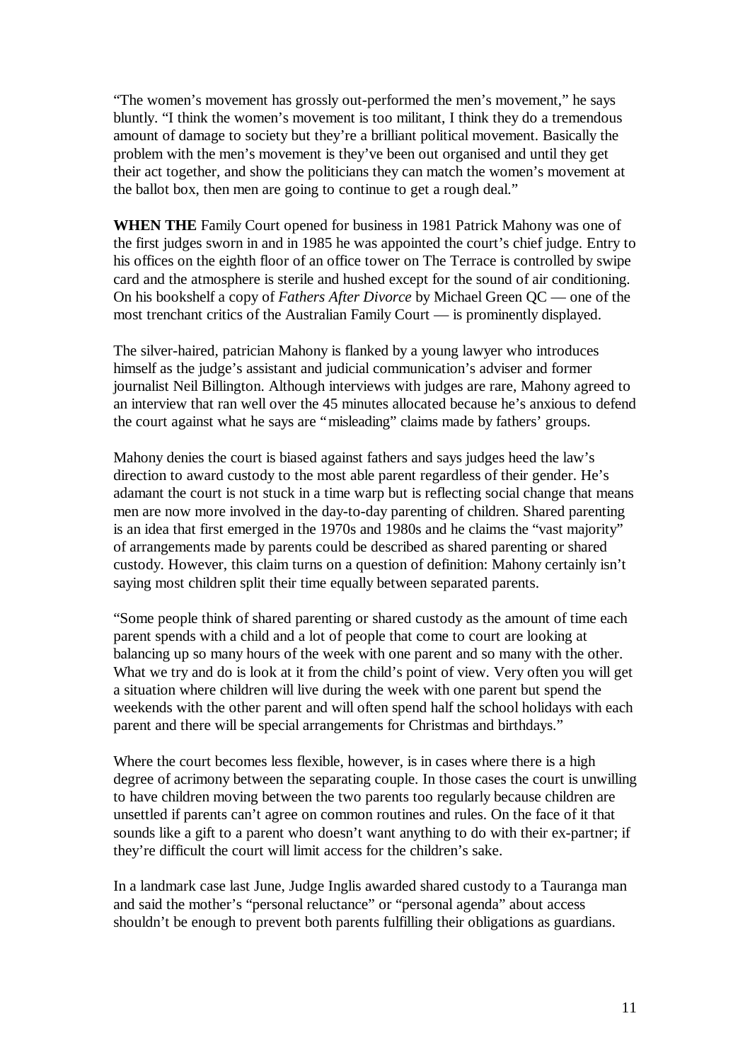"The women's movement has grossly out-performed the men's movement," he says bluntly. "I think the women's movement is too militant, I think they do a tremendous amount of damage to society but they're a brilliant political movement. Basically the problem with the men's movement is they've been out organised and until they get their act together, and show the politicians they can match the women's movement at the ballot box, then men are going to continue to get a rough deal."

**WHEN THE** Family Court opened for business in 1981 Patrick Mahony was one of the first judges sworn in and in 1985 he was appointed the court's chief judge. Entry to his offices on the eighth floor of an office tower on The Terrace is controlled by swipe card and the atmosphere is sterile and hushed except for the sound of air conditioning. On his bookshelf a copy of *Fathers After Divorce* by Michael Green QC — one of the most trenchant critics of the Australian Family Court — is prominently displayed.

The silver-haired, patrician Mahony is flanked by a young lawyer who introduces himself as the judge's assistant and judicial communication's adviser and former journalist Neil Billington. Although interviews with judges are rare, Mahony agreed to an interview that ran well over the 45 minutes allocated because he's anxious to defend the court against what he says are "misleading" claims made by fathers' groups.

Mahony denies the court is biased against fathers and says judges heed the law's direction to award custody to the most able parent regardless of their gender. He's adamant the court is not stuck in a time warp but is reflecting social change that means men are now more involved in the day-to-day parenting of children. Shared parenting is an idea that first emerged in the 1970s and 1980s and he claims the "vast majority" of arrangements made by parents could be described as shared parenting or shared custody. However, this claim turns on a question of definition: Mahony certainly isn't saying most children split their time equally between separated parents.

"Some people think of shared parenting or shared custody as the amount of time each parent spends with a child and a lot of people that come to court are looking at balancing up so many hours of the week with one parent and so many with the other. What we try and do is look at it from the child's point of view. Very often you will get a situation where children will live during the week with one parent but spend the weekends with the other parent and will often spend half the school holidays with each parent and there will be special arrangements for Christmas and birthdays."

Where the court becomes less flexible, however, is in cases where there is a high degree of acrimony between the separating couple. In those cases the court is unwilling to have children moving between the two parents too regularly because children are unsettled if parents can't agree on common routines and rules. On the face of it that sounds like a gift to a parent who doesn't want anything to do with their ex-partner; if they're difficult the court will limit access for the children's sake.

In a landmark case last June, Judge Inglis awarded shared custody to a Tauranga man and said the mother's "personal reluctance" or "personal agenda" about access shouldn't be enough to prevent both parents fulfilling their obligations as guardians.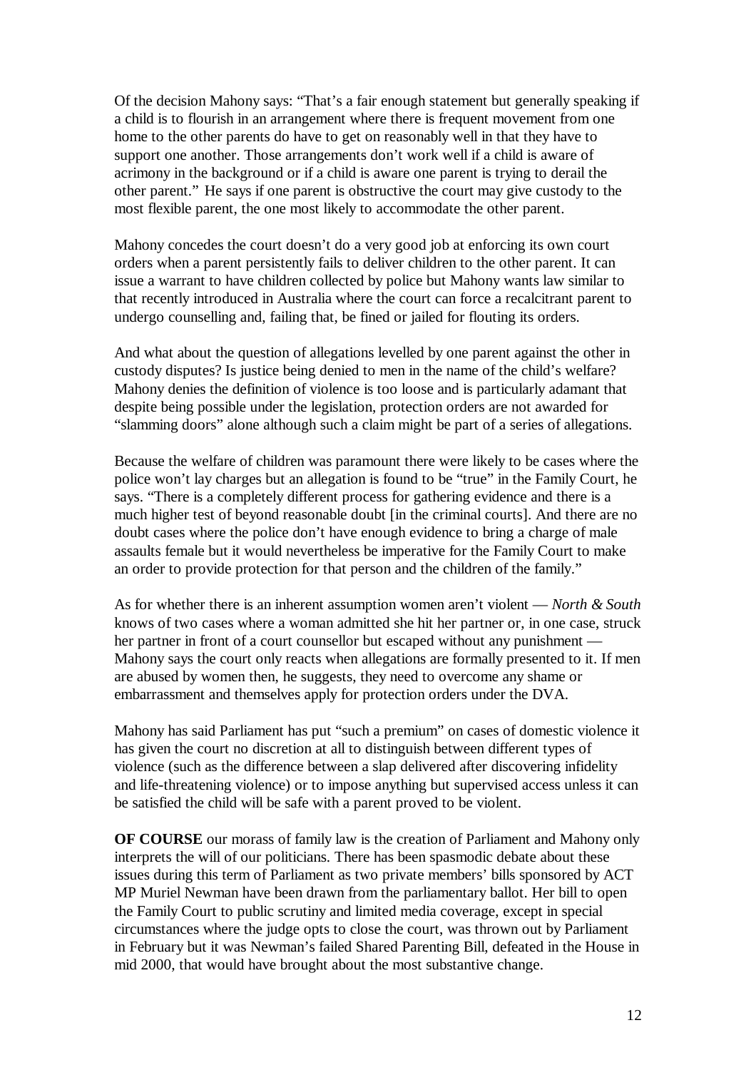Of the decision Mahony says: "That's a fair enough statement but generally speaking if a child is to flourish in an arrangement where there is frequent movement from one home to the other parents do have to get on reasonably well in that they have to support one another. Those arrangements don't work well if a child is aware of acrimony in the background or if a child is aware one parent is trying to derail the other parent." He says if one parent is obstructive the court may give custody to the most flexible parent, the one most likely to accommodate the other parent.

Mahony concedes the court doesn't do a very good job at enforcing its own court orders when a parent persistently fails to deliver children to the other parent. It can issue a warrant to have children collected by police but Mahony wants law similar to that recently introduced in Australia where the court can force a recalcitrant parent to undergo counselling and, failing that, be fined or jailed for flouting its orders.

And what about the question of allegations levelled by one parent against the other in custody disputes? Is justice being denied to men in the name of the child's welfare? Mahony denies the definition of violence is too loose and is particularly adamant that despite being possible under the legislation, protection orders are not awarded for "slamming doors" alone although such a claim might be part of a series of allegations.

Because the welfare of children was paramount there were likely to be cases where the police won't lay charges but an allegation is found to be "true" in the Family Court, he says. "There is a completely different process for gathering evidence and there is a much higher test of beyond reasonable doubt [in the criminal courts]. And there are no doubt cases where the police don't have enough evidence to bring a charge of male assaults female but it would nevertheless be imperative for the Family Court to make an order to provide protection for that person and the children of the family."

As for whether there is an inherent assumption women aren't violent — *North & South* knows of two cases where a woman admitted she hit her partner or, in one case, struck her partner in front of a court counsellor but escaped without any punishment — Mahony says the court only reacts when allegations are formally presented to it. If men are abused by women then, he suggests, they need to overcome any shame or embarrassment and themselves apply for protection orders under the DVA.

Mahony has said Parliament has put "such a premium" on cases of domestic violence it has given the court no discretion at all to distinguish between different types of violence (such as the difference between a slap delivered after discovering infidelity and life-threatening violence) or to impose anything but supervised access unless it can be satisfied the child will be safe with a parent proved to be violent.

**OF COURSE** our morass of family law is the creation of Parliament and Mahony only interprets the will of our politicians. There has been spasmodic debate about these issues during this term of Parliament as two private members' bills sponsored by ACT MP Muriel Newman have been drawn from the parliamentary ballot. Her bill to open the Family Court to public scrutiny and limited media coverage, except in special circumstances where the judge opts to close the court, was thrown out by Parliament in February but it was Newman's failed Shared Parenting Bill, defeated in the House in mid 2000, that would have brought about the most substantive change.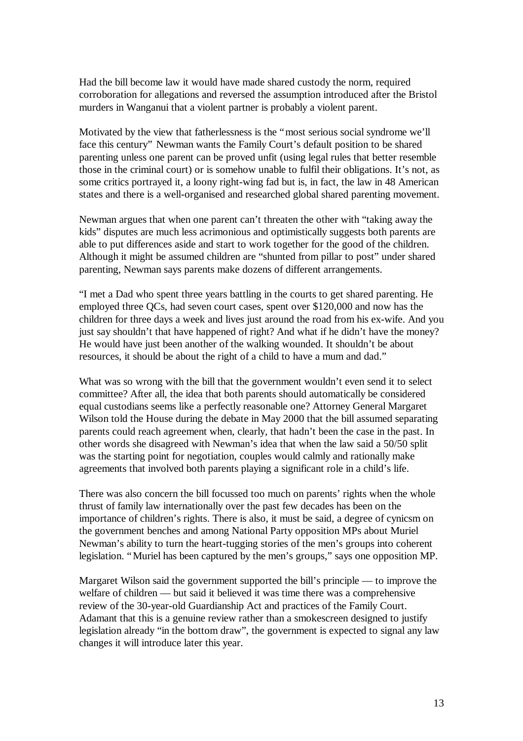Had the bill become law it would have made shared custody the norm, required corroboration for allegations and reversed the assumption introduced after the Bristol murders in Wanganui that a violent partner is probably a violent parent.

Motivated by the view that fatherlessness is the "most serious social syndrome we'll face this century" Newman wants the Family Court's default position to be shared parenting unless one parent can be proved unfit (using legal rules that better resemble those in the criminal court) or is somehow unable to fulfil their obligations. It's not, as some critics portrayed it, a loony right-wing fad but is, in fact, the law in 48 American states and there is a well-organised and researched global shared parenting movement.

Newman argues that when one parent can't threaten the other with "taking away the kids" disputes are much less acrimonious and optimistically suggests both parents are able to put differences aside and start to work together for the good of the children. Although it might be assumed children are "shunted from pillar to post" under shared parenting, Newman says parents make dozens of different arrangements.

"I met a Dad who spent three years battling in the courts to get shared parenting. He employed three QCs, had seven court cases, spent over $120,000 and now has the children for three days a week and lives just around the road from his ex-wife. And you just say shouldn't that have happened of right? And what if he didn't have the money? He would have just been another of the walking wounded. It shouldn't be about resources, it should be about the right of a child to have a mum and dad."

What was so wrong with the bill that the government wouldn't even send it to select committee? After all, the idea that both parents should automatically be considered equal custodians seems like a perfectly reasonable one? Attorney General Margaret Wilson told the House during the debate in May 2000 that the bill assumed separating parents could reach agreement when, clearly, that hadn't been the case in the past. In other words she disagreed with Newman's idea that when the law said a 50/50 split was the starting point for negotiation, couples would calmly and rationally make agreements that involved both parents playing a significant role in a child's life.

There was also concern the bill focussed too much on parents' rights when the whole thrust of family law internationally over the past few decades has been on the importance of children's rights. There is also, it must be said, a degree of cynicsm on the government benches and among National Party opposition MPs about Muriel Newman's ability to turn the heart-tugging stories of the men's groups into coherent legislation. "Muriel has been captured by the men's groups," says one opposition MP.

Margaret Wilson said the government supported the bill's principle — to improve the welfare of children — but said it believed it was time there was a comprehensive review of the 30-year-old Guardianship Act and practices of the Family Court. Adamant that this is a genuine review rather than a smokescreen designed to justify legislation already "in the bottom draw", the government is expected to signal any law changes it will introduce later this year.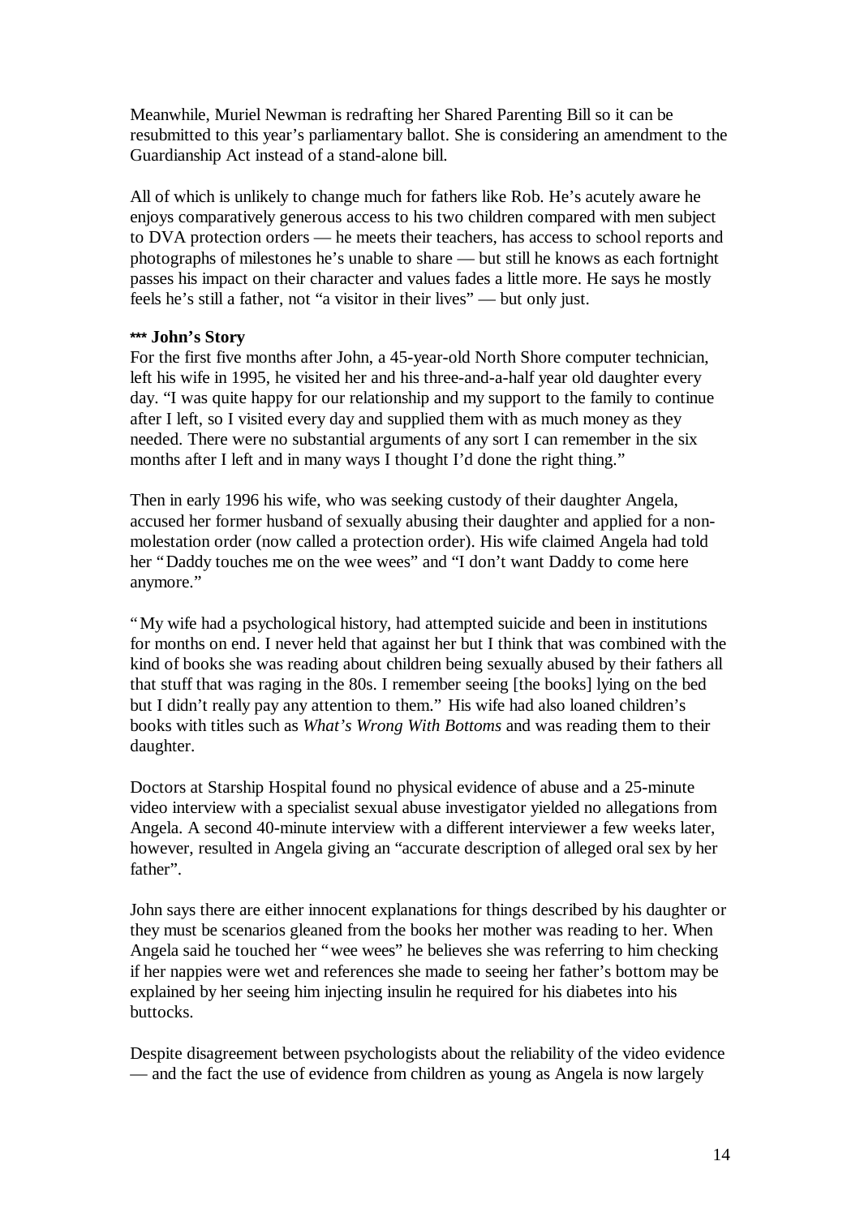Meanwhile, Muriel Newman is redrafting her Shared Parenting Bill so it can be resubmitted to this year's parliamentary ballot. She is considering an amendment to the Guardianship Act instead of a stand-alone bill.

All of which is unlikely to change much for fathers like Rob. He's acutely aware he enjoys comparatively generous access to his two children compared with men subject to DVA protection orders — he meets their teachers, has access to school reports and photographs of milestones he's unable to share — but still he knows as each fortnight passes his impact on their character and values fades a little more. He says he mostly feels he's still a father, not "a visitor in their lives" — but only just.

**\*\*\* John's Story**

For the first five months after John, a 45-year-old North Shore computer technician, left his wife in 1995, he visited her and his three-and-a-half year old daughter every day. "I was quite happy for our relationship and my support to the family to continue after I left, so I visited every day and supplied them with as much money as they needed. There were no substantial arguments of any sort I can remember in the six months after I left and in many ways I thought I'd done the right thing."

Then in early 1996 his wife, who was seeking custody of their daughter Angela, accused her former husband of sexually abusing their daughter and applied for a non-molestation order (now called a protection order). His wife claimed Angela had told her "Daddy touches me on the wee wees" and "I don't want Daddy to come here anymore."

"My wife had a psychological history, had attempted suicide and been in institutions for months on end. I never held that against her but I think that was combined with the kind of books she was reading about children being sexually abused by their fathers all that stuff that was raging in the 80s. I remember seeing [the books] lying on the bed but I didn't really pay any attention to them." His wife had also loaned children's books with titles such as *What's Wrong With Bottoms* and was reading them to their daughter.

Doctors at Starship Hospital found no physical evidence of abuse and a 25-minute video interview with a specialist sexual abuse investigator yielded no allegations from Angela. A second 40-minute interview with a different interviewer a few weeks later, however, resulted in Angela giving an "accurate description of alleged oral sex by her father".

John says there are either innocent explanations for things described by his daughter or they must be scenarios gleaned from the books her mother was reading to her. When Angela said he touched her "wee wees" he believes she was referring to him checking if her nappies were wet and references she made to seeing her father's bottom may be explained by her seeing him injecting insulin he required for his diabetes into his buttocks.

Despite disagreement between psychologists about the reliability of the video evidence — and the fact the use of evidence from children as young as Angela is now largely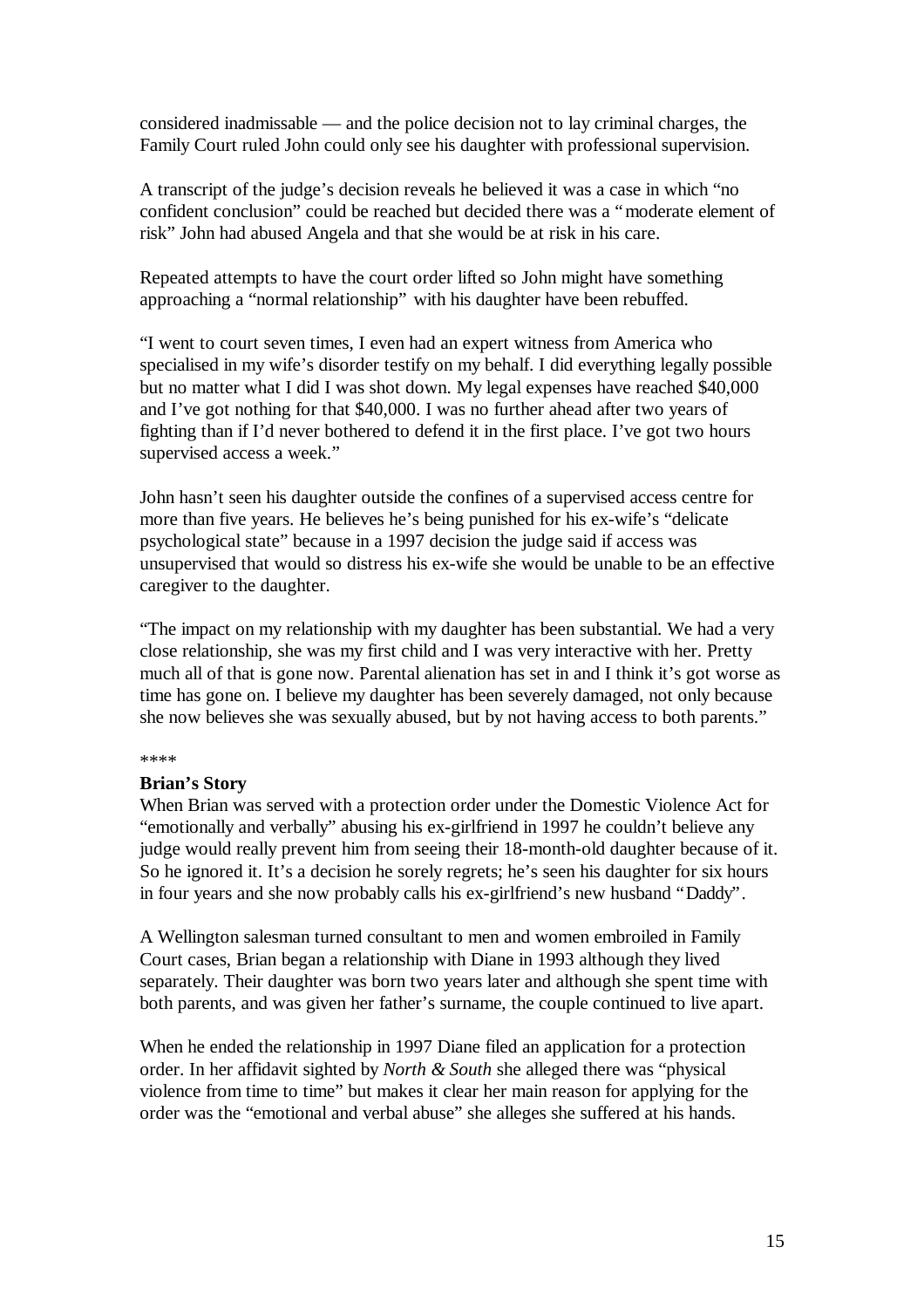considered inadmissable — and the police decision not to lay criminal charges, the Family Court ruled John could only see his daughter with professional supervision.

A transcript of the judge's decision reveals he believed it was a case in which "no confident conclusion" could be reached but decided there was a "moderate element of risk" John had abused Angela and that she would be at risk in his care.

Repeated attempts to have the court order lifted so John might have something approaching a "normal relationship" with his daughter have been rebuffed.

"I went to court seven times, I even had an expert witness from America who specialised in my wife's disorder testify on my behalf. I did everything legally possible but no matter what I did I was shot down. My legal expenses have reached $40,000 and I've got nothing for that $40,000. I was no further ahead after two years of fighting than if I'd never bothered to defend it in the first place. I've got two hours supervised access a week."

John hasn't seen his daughter outside the confines of a supervised access centre for more than five years. He believes he's being punished for his ex-wife's "delicate psychological state" because in a 1997 decision the judge said if access was unsupervised that would so distress his ex-wife she would be unable to be an effective caregiver to the daughter.

"The impact on my relationship with my daughter has been substantial. We had a very close relationship, she was my first child and I was very interactive with her. Pretty much all of that is gone now. Parental alienation has set in and I think it's got worse as time has gone on. I believe my daughter has been severely damaged, not only because she now believes she was sexually abused, but by not having access to both parents."

\*\*\*\*

**Brian's Story**

When Brian was served with a protection order under the Domestic Violence Act for "emotionally and verbally" abusing his ex-girlfriend in 1997 he couldn't believe any judge would really prevent him from seeing their 18-month-old daughter because of it. So he ignored it. It's a decision he sorely regrets; he's seen his daughter for six hours in four years and she now probably calls his ex-girlfriend's new husband "Daddy".

A Wellington salesman turned consultant to men and women embroiled in Family Court cases, Brian began a relationship with Diane in 1993 although they lived separately. Their daughter was born two years later and although she spent time with both parents, and was given her father's surname, the couple continued to live apart.

When he ended the relationship in 1997 Diane filed an application for a protection order. In her affidavit sighted by *North & South* she alleged there was "physical violence from time to time" but makes it clear her main reason for applying for the order was the "emotional and verbal abuse" she alleges she suffered at his hands.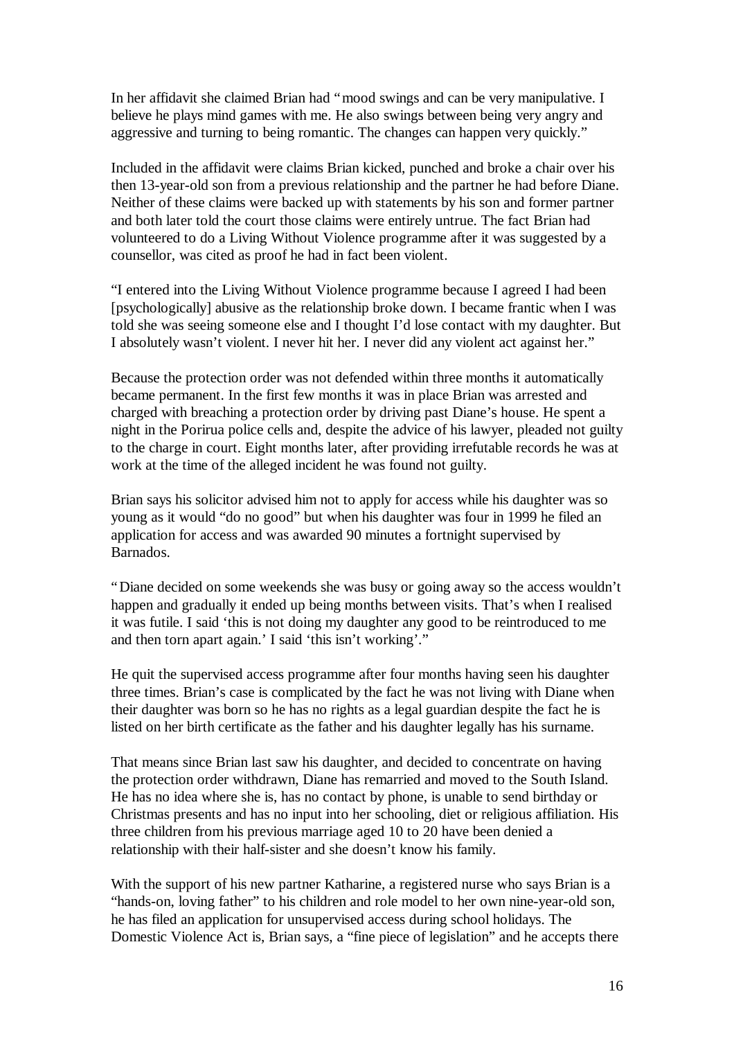In her affidavit she claimed Brian had "mood swings and can be very manipulative. I believe he plays mind games with me. He also swings between being very angry and aggressive and turning to being romantic. The changes can happen very quickly."

Included in the affidavit were claims Brian kicked, punched and broke a chair over his then 13-year-old son from a previous relationship and the partner he had before Diane. Neither of these claims were backed up with statements by his son and former partner and both later told the court those claims were entirely untrue. The fact Brian had volunteered to do a Living Without Violence programme after it was suggested by a counsellor, was cited as proof he had in fact been violent.

"I entered into the Living Without Violence programme because I agreed I had been [psychologically] abusive as the relationship broke down. I became frantic when I was told she was seeing someone else and I thought I'd lose contact with my daughter. But I absolutely wasn't violent. I never hit her. I never did any violent act against her."

Because the protection order was not defended within three months it automatically became permanent. In the first few months it was in place Brian was arrested and charged with breaching a protection order by driving past Diane's house. He spent a night in the Porirua police cells and, despite the advice of his lawyer, pleaded not guilty to the charge in court. Eight months later, after providing irrefutable records he was at work at the time of the alleged incident he was found not guilty.

Brian says his solicitor advised him not to apply for access while his daughter was so young as it would "do no good" but when his daughter was four in 1999 he filed an application for access and was awarded 90 minutes a fortnight supervised by Barnados.

"Diane decided on some weekends she was busy or going away so the access wouldn't happen and gradually it ended up being months between visits. That's when I realised it was futile. I said 'this is not doing my daughter any good to be reintroduced to me and then torn apart again.' I said 'this isn't working'."

He quit the supervised access programme after four months having seen his daughter three times. Brian's case is complicated by the fact he was not living with Diane when their daughter was born so he has no rights as a legal guardian despite the fact he is listed on her birth certificate as the father and his daughter legally has his surname.

That means since Brian last saw his daughter, and decided to concentrate on having the protection order withdrawn, Diane has remarried and moved to the South Island. He has no idea where she is, has no contact by phone, is unable to send birthday or Christmas presents and has no input into her schooling, diet or religious affiliation. His three children from his previous marriage aged 10 to 20 have been denied a relationship with their half-sister and she doesn't know his family.

With the support of his new partner Katharine, a registered nurse who says Brian is a "hands-on, loving father" to his children and role model to her own nine-year-old son, he has filed an application for unsupervised access during school holidays. The Domestic Violence Act is, Brian says, a "fine piece of legislation" and he accepts there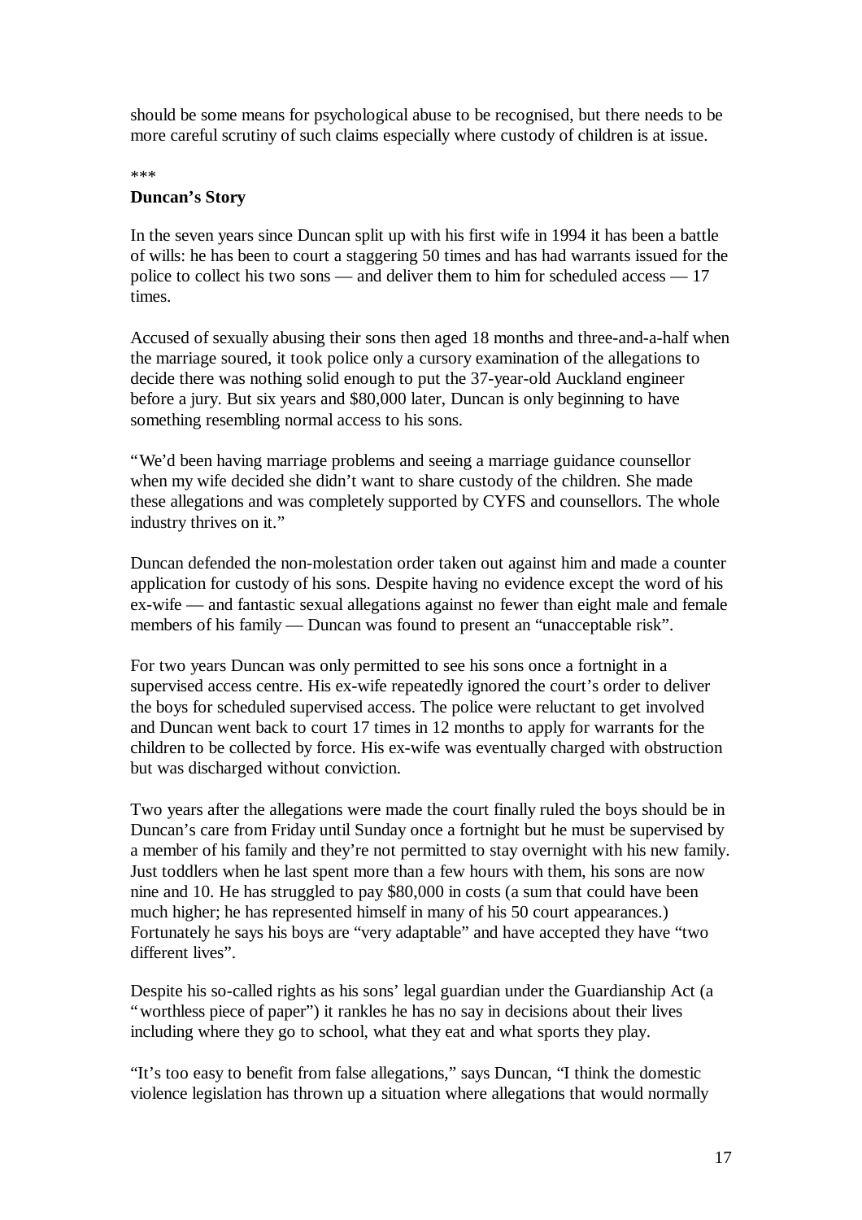should be some means for psychological abuse to be recognised, but there needs to be more careful scrutiny of such claims especially where custody of children is at issue.

***

**Duncan's Story**

In the seven years since Duncan split up with his first wife in 1994 it has been a battle of wills: he has been to court a staggering 50 times and has had warrants issued for the police to collect his two sons — and deliver them to him for scheduled access — 17 times.

Accused of sexually abusing their sons then aged 18 months and three-and-a-half when the marriage soured, it took police only a cursory examination of the allegations to decide there was nothing solid enough to put the 37-year-old Auckland engineer before a jury. But six years and $80,000 later, Duncan is only beginning to have something resembling normal access to his sons.

"We'd been having marriage problems and seeing a marriage guidance counsellor when my wife decided she didn't want to share custody of the children. She made these allegations and was completely supported by CYFS and counsellors. The whole industry thrives on it."

Duncan defended the non-molestation order taken out against him and made a counter application for custody of his sons. Despite having no evidence except the word of his ex-wife — and fantastic sexual allegations against no fewer than eight male and female members of his family — Duncan was found to present an "unacceptable risk".

For two years Duncan was only permitted to see his sons once a fortnight in a supervised access centre. His ex-wife repeatedly ignored the court's order to deliver the boys for scheduled supervised access. The police were reluctant to get involved and Duncan went back to court 17 times in 12 months to apply for warrants for the children to be collected by force. His ex-wife was eventually charged with obstruction but was discharged without conviction.

Two years after the allegations were made the court finally ruled the boys should be in Duncan's care from Friday until Sunday once a fortnight but he must be supervised by a member of his family and they're not permitted to stay overnight with his new family. Just toddlers when he last spent more than a few hours with them, his sons are now nine and 10. He has struggled to pay $80,000 in costs (a sum that could have been much higher; he has represented himself in many of his 50 court appearances.) Fortunately he says his boys are "very adaptable" and have accepted they have "two different lives".

Despite his so-called rights as his sons' legal guardian under the Guardianship Act (a "worthless piece of paper") it rankles he has no say in decisions about their lives including where they go to school, what they eat and what sports they play.

"It's too easy to benefit from false allegations," says Duncan, "I think the domestic violence legislation has thrown up a situation where allegations that would normally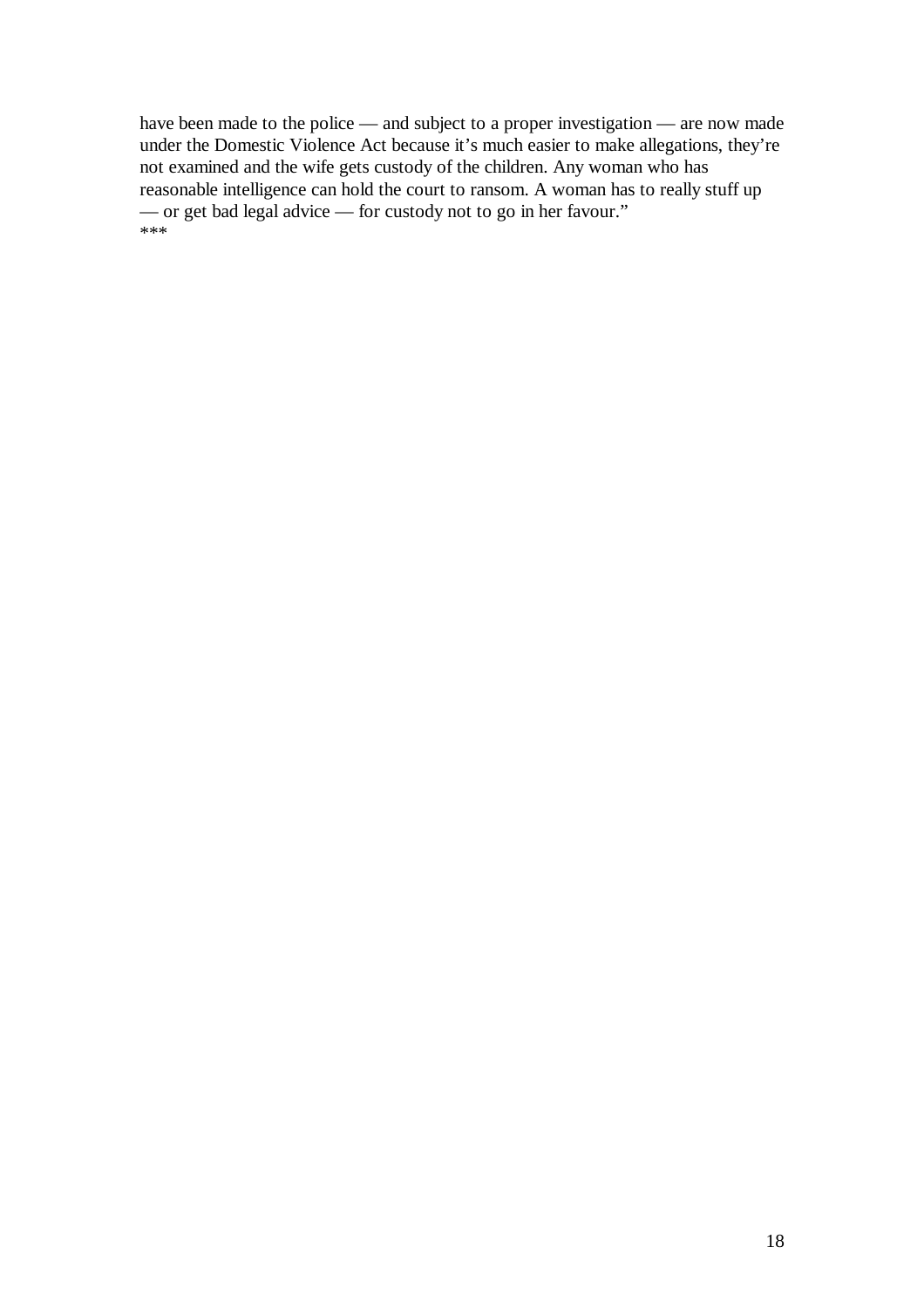have been made to the police — and subject to a proper investigation — are now made under the Domestic Violence Act because it's much easier to make allegations, they're not examined and the wife gets custody of the children. Any woman who has reasonable intelligence can hold the court to ransom. A woman has to really stuff up — or get bad legal advice — for custody not to go in her favour."

***